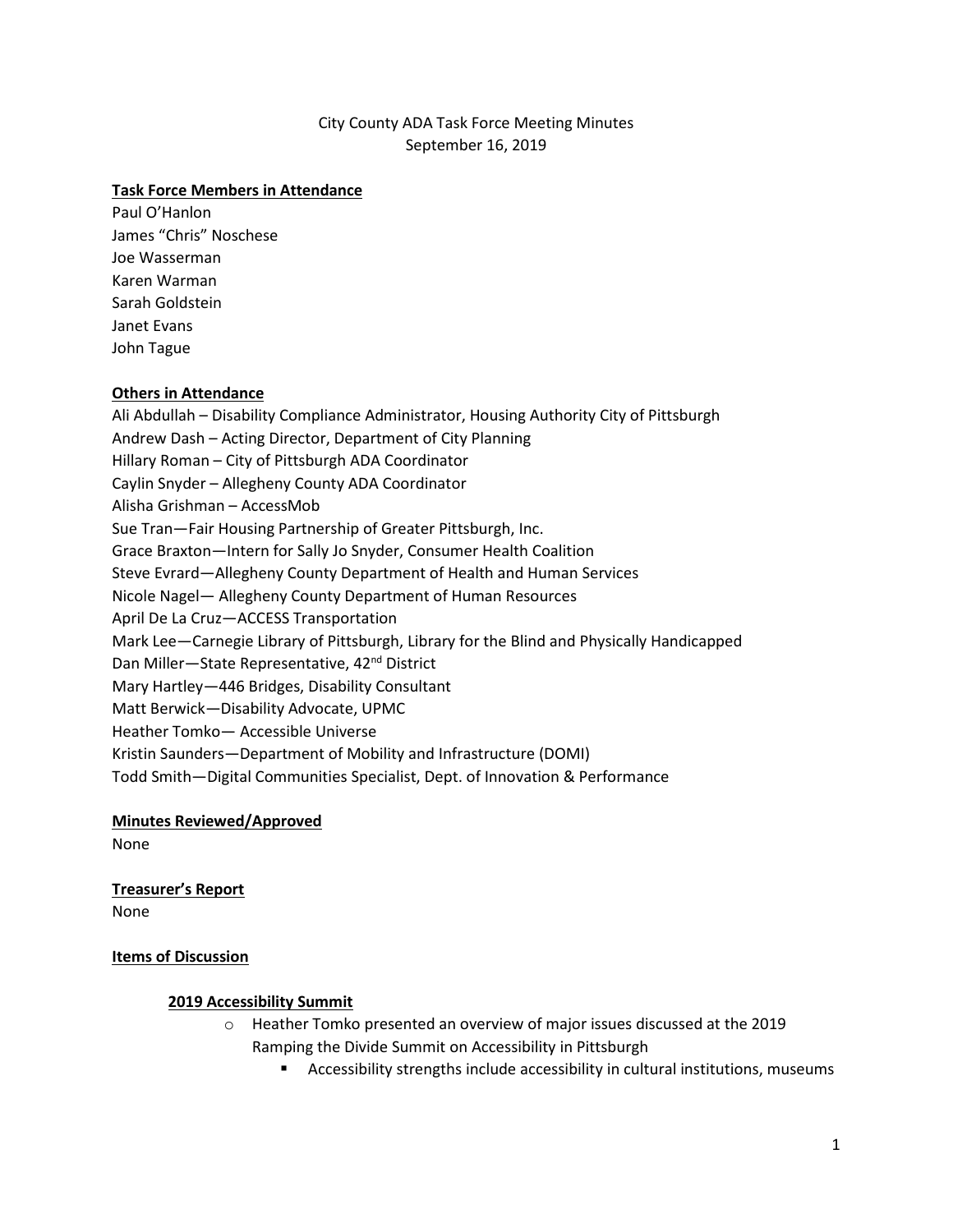City County ADA Task Force Meeting Minutes
September 16, 2019

**Task Force Members in Attendance**

Paul O'Hanlon
James "Chris" Noschese
Joe Wasserman
Karen Warman
Sarah Goldstein
Janet Evans
John Tague

**Others in Attendance**

Ali Abdullah – Disability Compliance Administrator, Housing Authority City of Pittsburgh
Andrew Dash – Acting Director, Department of City Planning
Hillary Roman – City of Pittsburgh ADA Coordinator
Caylin Snyder – Allegheny County ADA Coordinator
Alisha Grishman – AccessMob
Sue Tran—Fair Housing Partnership of Greater Pittsburgh, Inc.
Grace Braxton—Intern for Sally Jo Snyder, Consumer Health Coalition
Steve Evrard—Allegheny County Department of Health and Human Services
Nicole Nagel— Allegheny County Department of Human Resources
April De La Cruz—ACCESS Transportation
Mark Lee—Carnegie Library of Pittsburgh, Library for the Blind and Physically Handicapped
Dan Miller—State Representative, 42nd District
Mary Hartley—446 Bridges, Disability Consultant
Matt Berwick—Disability Advocate, UPMC
Heather Tomko— Accessible Universe
Kristin Saunders—Department of Mobility and Infrastructure (DOMI)
Todd Smith—Digital Communities Specialist, Dept. of Innovation & Performance

**Minutes Reviewed/Approved**

None

**Treasurer's Report**

None

**Items of Discussion**

**2019 Accessibility Summit**

- Heather Tomko presented an overview of major issues discussed at the 2019 Ramping the Divide Summit on Accessibility in Pittsburgh
  - Accessibility strengths include accessibility in cultural institutions, museums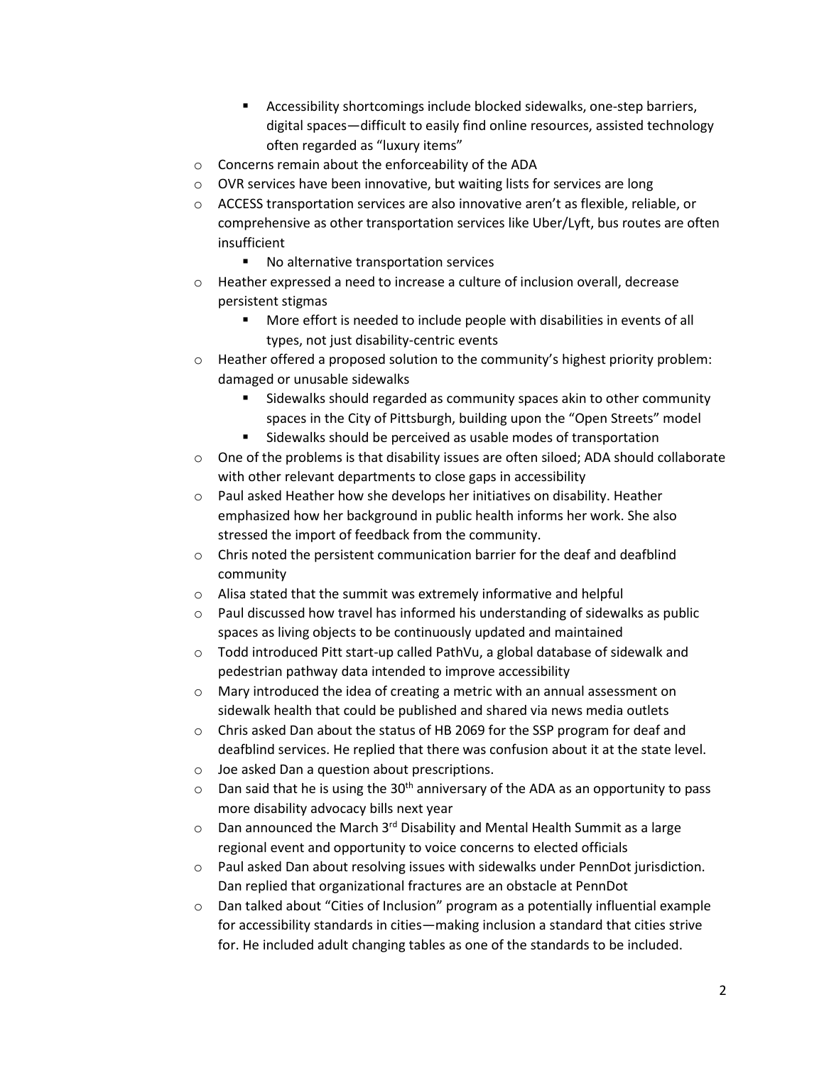- Accessibility shortcomings include blocked sidewalks, one-step barriers, digital spaces—difficult to easily find online resources, assisted technology often regarded as "luxury items"
    - Concerns remain about the enforceability of the ADA
    - OVR services have been innovative, but waiting lists for services are long
    - ACCESS transportation services are also innovative aren't as flexible, reliable, or comprehensive as other transportation services like Uber/Lyft, bus routes are often insufficient
        - No alternative transportation services
    - Heather expressed a need to increase a culture of inclusion overall, decrease persistent stigmas
        - More effort is needed to include people with disabilities in events of all types, not just disability-centric events
    - Heather offered a proposed solution to the community's highest priority problem: damaged or unusable sidewalks
        - Sidewalks should regarded as community spaces akin to other community spaces in the City of Pittsburgh, building upon the "Open Streets" model
        - Sidewalks should be perceived as usable modes of transportation
    - One of the problems is that disability issues are often siloed; ADA should collaborate with other relevant departments to close gaps in accessibility
    - Paul asked Heather how she develops her initiatives on disability. Heather emphasized how her background in public health informs her work. She also stressed the import of feedback from the community.
    - Chris noted the persistent communication barrier for the deaf and deafblind community
    - Alisa stated that the summit was extremely informative and helpful
    - Paul discussed how travel has informed his understanding of sidewalks as public spaces as living objects to be continuously updated and maintained
    - Todd introduced Pitt start-up called PathVu, a global database of sidewalk and pedestrian pathway data intended to improve accessibility
    - Mary introduced the idea of creating a metric with an annual assessment on sidewalk health that could be published and shared via news media outlets
    - Chris asked Dan about the status of HB 2069 for the SSP program for deaf and deafblind services. He replied that there was confusion about it at the state level.
    - Joe asked Dan a question about prescriptions.
    - Dan said that he is using the 30th anniversary of the ADA as an opportunity to pass more disability advocacy bills next year
    - Dan announced the March 3rd Disability and Mental Health Summit as a large regional event and opportunity to voice concerns to elected officials
    - Paul asked Dan about resolving issues with sidewalks under PennDot jurisdiction. Dan replied that organizational fractures are an obstacle at PennDot
    - Dan talked about "Cities of Inclusion" program as a potentially influential example for accessibility standards in cities—making inclusion a standard that cities strive for. He included adult changing tables as one of the standards to be included.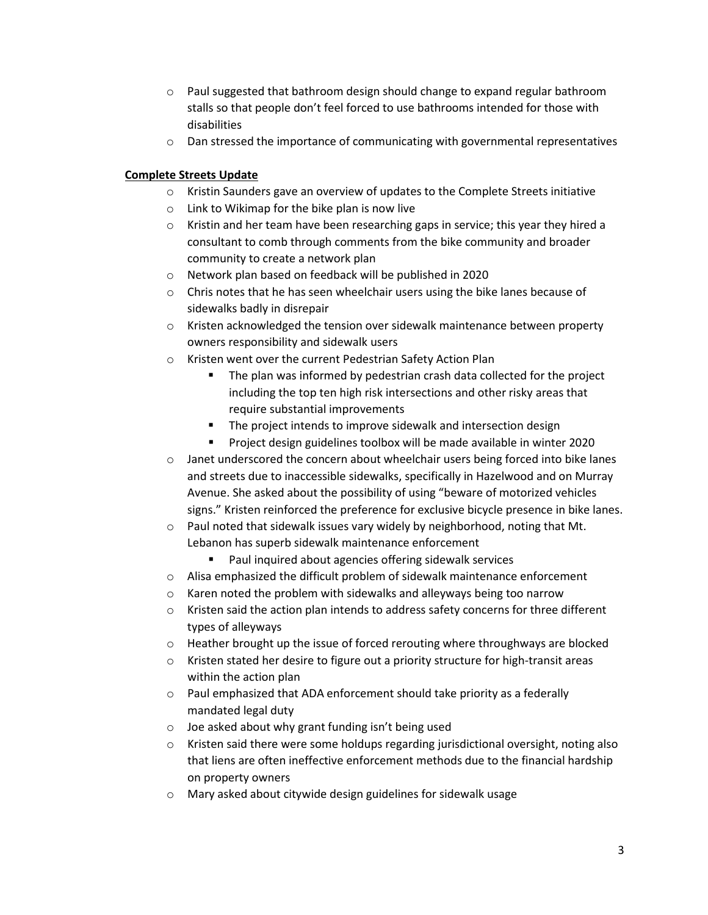- Paul suggested that bathroom design should change to expand regular bathroom stalls so that people don't feel forced to use bathrooms intended for those with disabilities
- Dan stressed the importance of communicating with governmental representatives

**Complete Streets Update**

- Kristin Saunders gave an overview of updates to the Complete Streets initiative
- Link to Wikimap for the bike plan is now live
- Kristin and her team have been researching gaps in service; this year they hired a consultant to comb through comments from the bike community and broader community to create a network plan
- Network plan based on feedback will be published in 2020
- Chris notes that he has seen wheelchair users using the bike lanes because of sidewalks badly in disrepair
- Kristen acknowledged the tension over sidewalk maintenance between property owners responsibility and sidewalk users
- Kristen went over the current Pedestrian Safety Action Plan
  - The plan was informed by pedestrian crash data collected for the project including the top ten high risk intersections and other risky areas that require substantial improvements
  - The project intends to improve sidewalk and intersection design
  - Project design guidelines toolbox will be made available in winter 2020
- Janet underscored the concern about wheelchair users being forced into bike lanes and streets due to inaccessible sidewalks, specifically in Hazelwood and on Murray Avenue. She asked about the possibility of using "beware of motorized vehicles signs." Kristen reinforced the preference for exclusive bicycle presence in bike lanes.
- Paul noted that sidewalk issues vary widely by neighborhood, noting that Mt. Lebanon has superb sidewalk maintenance enforcement
  - Paul inquired about agencies offering sidewalk services
- Alisa emphasized the difficult problem of sidewalk maintenance enforcement
- Karen noted the problem with sidewalks and alleyways being too narrow
- Kristen said the action plan intends to address safety concerns for three different types of alleyways
- Heather brought up the issue of forced rerouting where throughways are blocked
- Kristen stated her desire to figure out a priority structure for high-transit areas within the action plan
- Paul emphasized that ADA enforcement should take priority as a federally mandated legal duty
- Joe asked about why grant funding isn't being used
- Kristen said there were some holdups regarding jurisdictional oversight, noting also that liens are often ineffective enforcement methods due to the financial hardship on property owners
- Mary asked about citywide design guidelines for sidewalk usage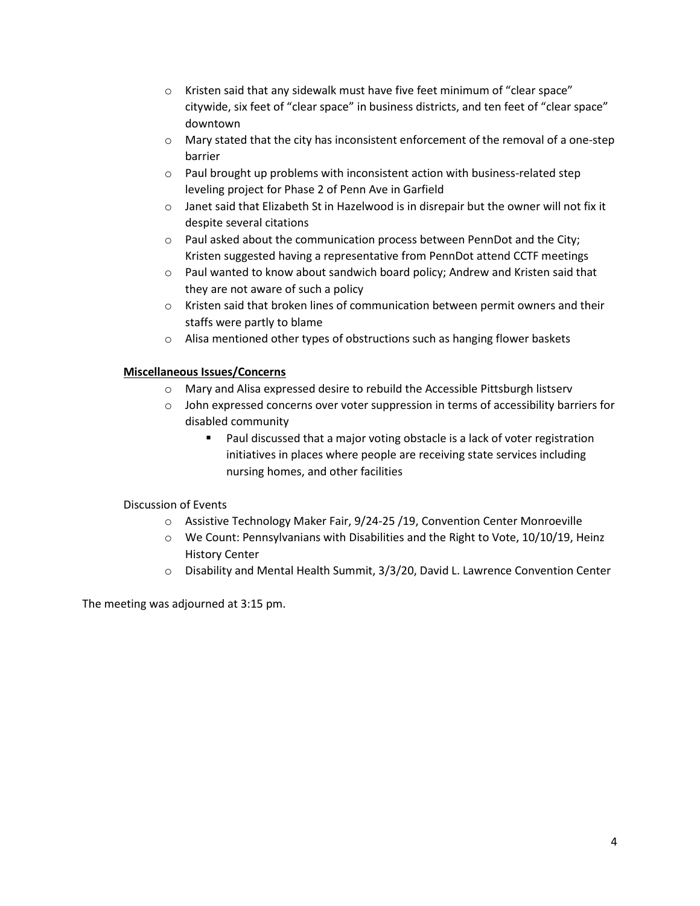- Kristen said that any sidewalk must have five feet minimum of "clear space" citywide, six feet of "clear space" in business districts, and ten feet of "clear space" downtown
- Mary stated that the city has inconsistent enforcement of the removal of a one-step barrier
- Paul brought up problems with inconsistent action with business-related step leveling project for Phase 2 of Penn Ave in Garfield
- Janet said that Elizabeth St in Hazelwood is in disrepair but the owner will not fix it despite several citations
- Paul asked about the communication process between PennDot and the City; Kristen suggested having a representative from PennDot attend CCTF meetings
- Paul wanted to know about sandwich board policy; Andrew and Kristen said that they are not aware of such a policy
- Kristen said that broken lines of communication between permit owners and their staffs were partly to blame
- Alisa mentioned other types of obstructions such as hanging flower baskets

**<u>Miscellaneous Issues/Concerns</u>**

- Mary and Alisa expressed desire to rebuild the Accessible Pittsburgh listserv
- John expressed concerns over voter suppression in terms of accessibility barriers for disabled community
  - Paul discussed that a major voting obstacle is a lack of voter registration initiatives in places where people are receiving state services including nursing homes, and other facilities

Discussion of Events

- Assistive Technology Maker Fair, 9/24-25 /19, Convention Center Monroeville
- We Count: Pennsylvanians with Disabilities and the Right to Vote, 10/10/19, Heinz History Center
- Disability and Mental Health Summit, 3/3/20, David L. Lawrence Convention Center

The meeting was adjourned at 3:15 pm.